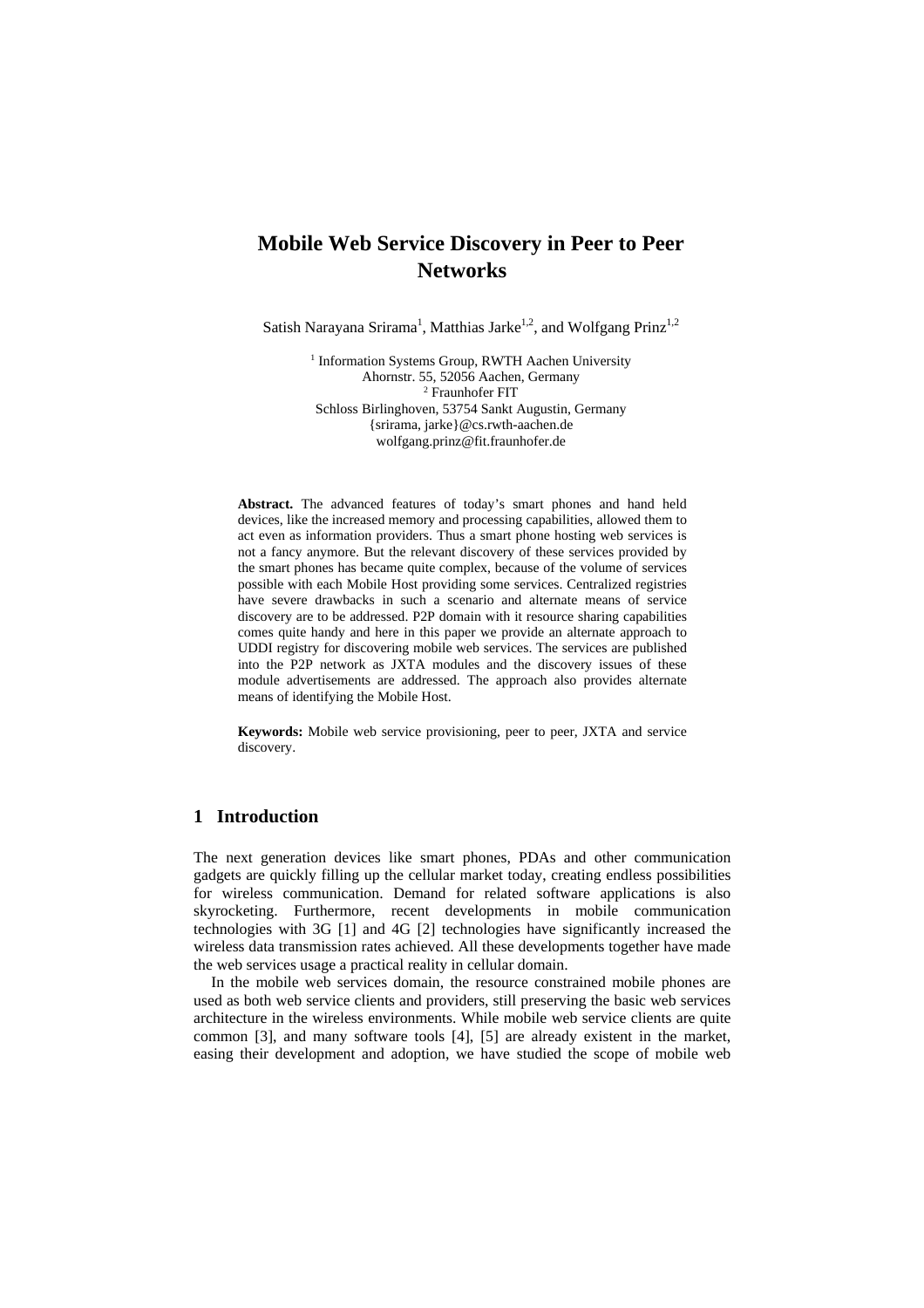# Mobile Web Service Discovery in Peer to Peer Networks

Satish Narayana Srirama[1], Matthias Jarke[1,2], and Wolfgang Prinz[1,2]

[1] Information Systems Group, RWTH Aachen University
Ahornstr. 55, 52056 Aachen, Germany
[2] Fraunhofer FIT
Schloss Birlinghoven, 53754 Sankt Augustin, Germany
{srirama, jarke}@cs.rwth-aachen.de
wolfgang.prinz@fit.fraunhofer.de

**Abstract.** The advanced features of today's smart phones and hand held devices, like the increased memory and processing capabilities, allowed them to act even as information providers. Thus a smart phone hosting web services is not a fancy anymore. But the relevant discovery of these services provided by the smart phones has became quite complex, because of the volume of services possible with each Mobile Host providing some services. Centralized registries have severe drawbacks in such a scenario and alternate means of service discovery are to be addressed. P2P domain with it resource sharing capabilities comes quite handy and here in this paper we provide an alternate approach to UDDI registry for discovering mobile web services. The services are published into the P2P network as JXTA modules and the discovery issues of these module advertisements are addressed. The approach also provides alternate means of identifying the Mobile Host.

**Keywords:** Mobile web service provisioning, peer to peer, JXTA and service discovery.

## 1 Introduction

The next generation devices like smart phones, PDAs and other communication gadgets are quickly filling up the cellular market today, creating endless possibilities for wireless communication. Demand for related software applications is also skyrocketing. Furthermore, recent developments in mobile communication technologies with 3G [1] and 4G [2] technologies have significantly increased the wireless data transmission rates achieved. All these developments together have made the web services usage a practical reality in cellular domain.

In the mobile web services domain, the resource constrained mobile phones are used as both web service clients and providers, still preserving the basic web services architecture in the wireless environments. While mobile web service clients are quite common [3], and many software tools [4], [5] are already existent in the market, easing their development and adoption, we have studied the scope of mobile web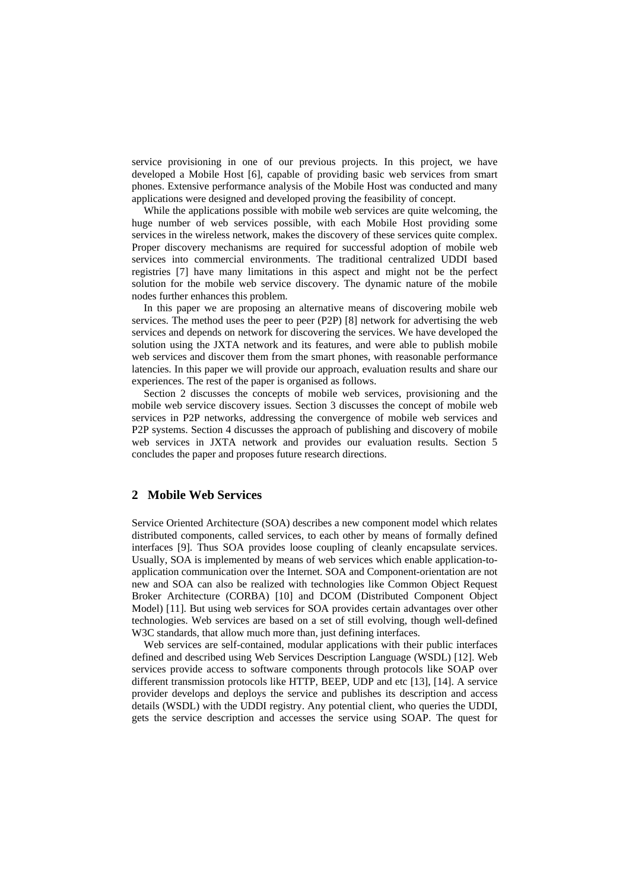service provisioning in one of our previous projects. In this project, we have developed a Mobile Host [6], capable of providing basic web services from smart phones. Extensive performance analysis of the Mobile Host was conducted and many applications were designed and developed proving the feasibility of concept.

While the applications possible with mobile web services are quite welcoming, the huge number of web services possible, with each Mobile Host providing some services in the wireless network, makes the discovery of these services quite complex. Proper discovery mechanisms are required for successful adoption of mobile web services into commercial environments. The traditional centralized UDDI based registries [7] have many limitations in this aspect and might not be the perfect solution for the mobile web service discovery. The dynamic nature of the mobile nodes further enhances this problem.

In this paper we are proposing an alternative means of discovering mobile web services. The method uses the peer to peer (P2P) [8] network for advertising the web services and depends on network for discovering the services. We have developed the solution using the JXTA network and its features, and were able to publish mobile web services and discover them from the smart phones, with reasonable performance latencies. In this paper we will provide our approach, evaluation results and share our experiences. The rest of the paper is organised as follows.

Section 2 discusses the concepts of mobile web services, provisioning and the mobile web service discovery issues. Section 3 discusses the concept of mobile web services in P2P networks, addressing the convergence of mobile web services and P2P systems. Section 4 discusses the approach of publishing and discovery of mobile web services in JXTA network and provides our evaluation results. Section 5 concludes the paper and proposes future research directions.

## 2 Mobile Web Services

Service Oriented Architecture (SOA) describes a new component model which relates distributed components, called services, to each other by means of formally defined interfaces [9]. Thus SOA provides loose coupling of cleanly encapsulate services. Usually, SOA is implemented by means of web services which enable application-to-application communication over the Internet. SOA and Component-orientation are not new and SOA can also be realized with technologies like Common Object Request Broker Architecture (CORBA) [10] and DCOM (Distributed Component Object Model) [11]. But using web services for SOA provides certain advantages over other technologies. Web services are based on a set of still evolving, though well-defined W3C standards, that allow much more than, just defining interfaces.

Web services are self-contained, modular applications with their public interfaces defined and described using Web Services Description Language (WSDL) [12]. Web services provide access to software components through protocols like SOAP over different transmission protocols like HTTP, BEEP, UDP and etc [13], [14]. A service provider develops and deploys the service and publishes its description and access details (WSDL) with the UDDI registry. Any potential client, who queries the UDDI, gets the service description and accesses the service using SOAP. The quest for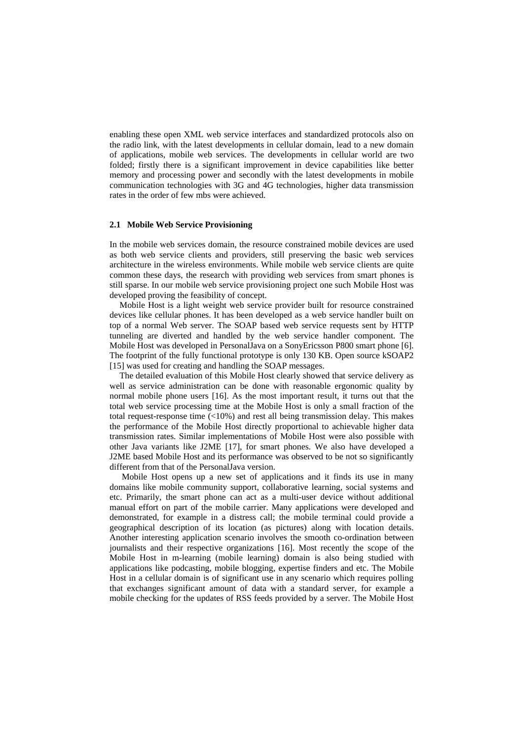enabling these open XML web service interfaces and standardized protocols also on the radio link, with the latest developments in cellular domain, lead to a new domain of applications, mobile web services. The developments in cellular world are two folded; firstly there is a significant improvement in device capabilities like better memory and processing power and secondly with the latest developments in mobile communication technologies with 3G and 4G technologies, higher data transmission rates in the order of few mbs were achieved.

### 2.1 Mobile Web Service Provisioning

In the mobile web services domain, the resource constrained mobile devices are used as both web service clients and providers, still preserving the basic web services architecture in the wireless environments. While mobile web service clients are quite common these days, the research with providing web services from smart phones is still sparse. In our mobile web service provisioning project one such Mobile Host was developed proving the feasibility of concept.

Mobile Host is a light weight web service provider built for resource constrained devices like cellular phones. It has been developed as a web service handler built on top of a normal Web server. The SOAP based web service requests sent by HTTP tunneling are diverted and handled by the web service handler component. The Mobile Host was developed in PersonalJava on a SonyEricsson P800 smart phone [6]. The footprint of the fully functional prototype is only 130 KB. Open source kSOAP2 [15] was used for creating and handling the SOAP messages.

The detailed evaluation of this Mobile Host clearly showed that service delivery as well as service administration can be done with reasonable ergonomic quality by normal mobile phone users [16]. As the most important result, it turns out that the total web service processing time at the Mobile Host is only a small fraction of the total request-response time (<10%) and rest all being transmission delay. This makes the performance of the Mobile Host directly proportional to achievable higher data transmission rates. Similar implementations of Mobile Host were also possible with other Java variants like J2ME [17], for smart phones. We also have developed a J2ME based Mobile Host and its performance was observed to be not so significantly different from that of the PersonalJava version.

Mobile Host opens up a new set of applications and it finds its use in many domains like mobile community support, collaborative learning, social systems and etc. Primarily, the smart phone can act as a multi-user device without additional manual effort on part of the mobile carrier. Many applications were developed and demonstrated, for example in a distress call; the mobile terminal could provide a geographical description of its location (as pictures) along with location details. Another interesting application scenario involves the smooth co-ordination between journalists and their respective organizations [16]. Most recently the scope of the Mobile Host in m-learning (mobile learning) domain is also being studied with applications like podcasting, mobile blogging, expertise finders and etc. The Mobile Host in a cellular domain is of significant use in any scenario which requires polling that exchanges significant amount of data with a standard server, for example a mobile checking for the updates of RSS feeds provided by a server. The Mobile Host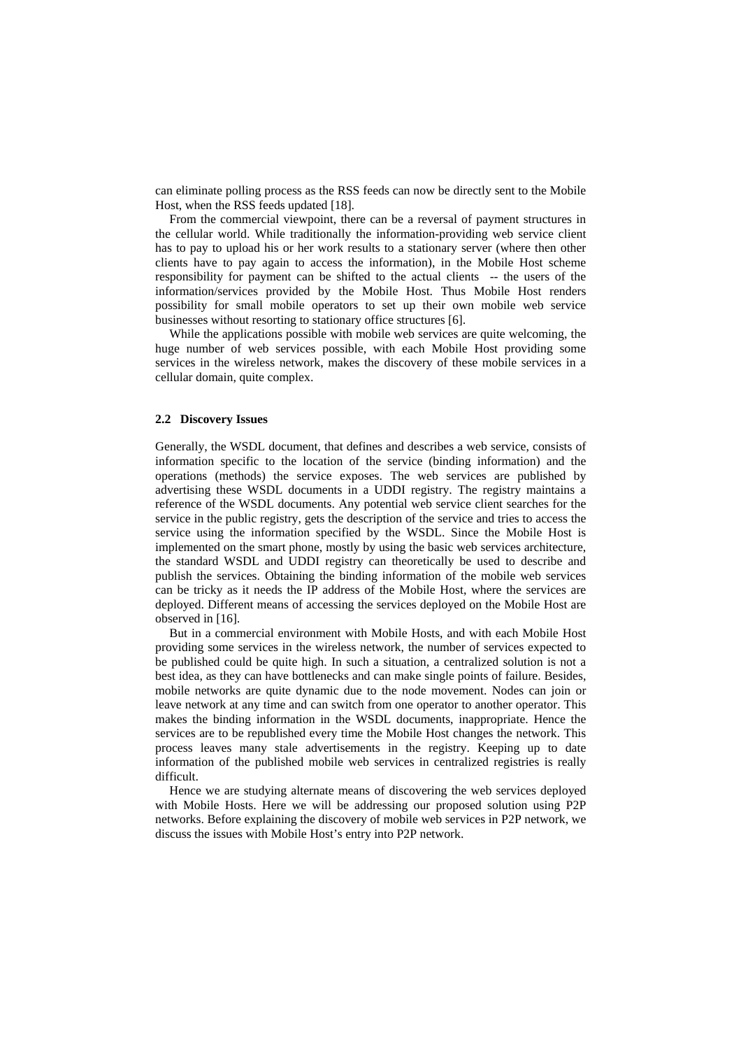can eliminate polling process as the RSS feeds can now be directly sent to the Mobile Host, when the RSS feeds updated [18].

From the commercial viewpoint, there can be a reversal of payment structures in the cellular world. While traditionally the information-providing web service client has to pay to upload his or her work results to a stationary server (where then other clients have to pay again to access the information), in the Mobile Host scheme responsibility for payment can be shifted to the actual clients -- the users of the information/services provided by the Mobile Host. Thus Mobile Host renders possibility for small mobile operators to set up their own mobile web service businesses without resorting to stationary office structures [6].

While the applications possible with mobile web services are quite welcoming, the huge number of web services possible, with each Mobile Host providing some services in the wireless network, makes the discovery of these mobile services in a cellular domain, quite complex.

### 2.2 Discovery Issues

Generally, the WSDL document, that defines and describes a web service, consists of information specific to the location of the service (binding information) and the operations (methods) the service exposes. The web services are published by advertising these WSDL documents in a UDDI registry. The registry maintains a reference of the WSDL documents. Any potential web service client searches for the service in the public registry, gets the description of the service and tries to access the service using the information specified by the WSDL. Since the Mobile Host is implemented on the smart phone, mostly by using the basic web services architecture, the standard WSDL and UDDI registry can theoretically be used to describe and publish the services. Obtaining the binding information of the mobile web services can be tricky as it needs the IP address of the Mobile Host, where the services are deployed. Different means of accessing the services deployed on the Mobile Host are observed in [16].

But in a commercial environment with Mobile Hosts, and with each Mobile Host providing some services in the wireless network, the number of services expected to be published could be quite high. In such a situation, a centralized solution is not a best idea, as they can have bottlenecks and can make single points of failure. Besides, mobile networks are quite dynamic due to the node movement. Nodes can join or leave network at any time and can switch from one operator to another operator. This makes the binding information in the WSDL documents, inappropriate. Hence the services are to be republished every time the Mobile Host changes the network. This process leaves many stale advertisements in the registry. Keeping up to date information of the published mobile web services in centralized registries is really difficult.

Hence we are studying alternate means of discovering the web services deployed with Mobile Hosts. Here we will be addressing our proposed solution using P2P networks. Before explaining the discovery of mobile web services in P2P network, we discuss the issues with Mobile Host's entry into P2P network.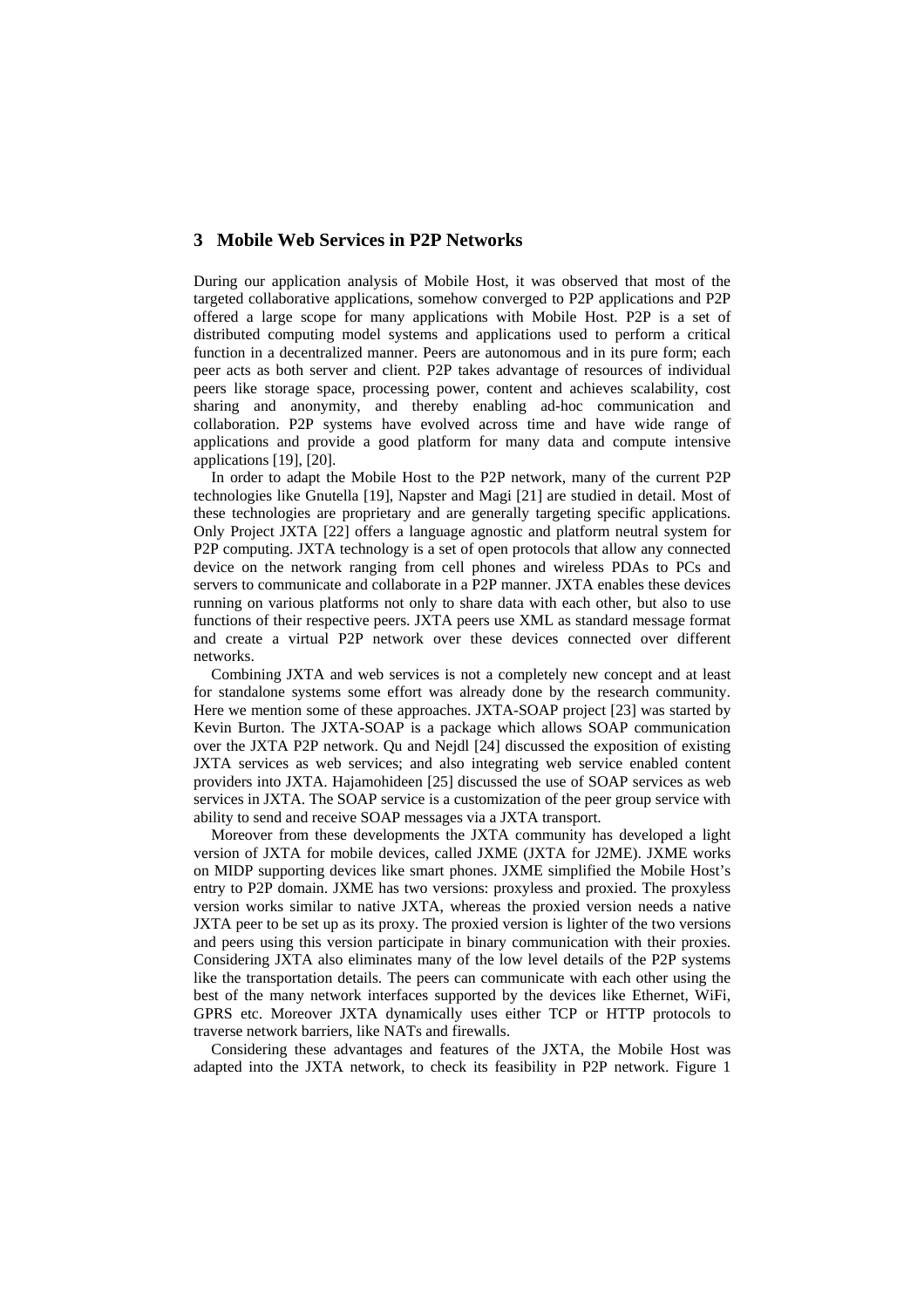## 3 Mobile Web Services in P2P Networks

During our application analysis of Mobile Host, it was observed that most of the targeted collaborative applications, somehow converged to P2P applications and P2P offered a large scope for many applications with Mobile Host. P2P is a set of distributed computing model systems and applications used to perform a critical function in a decentralized manner. Peers are autonomous and in its pure form; each peer acts as both server and client. P2P takes advantage of resources of individual peers like storage space, processing power, content and achieves scalability, cost sharing and anonymity, and thereby enabling ad-hoc communication and collaboration. P2P systems have evolved across time and have wide range of applications and provide a good platform for many data and compute intensive applications [19], [20].

In order to adapt the Mobile Host to the P2P network, many of the current P2P technologies like Gnutella [19], Napster and Magi [21] are studied in detail. Most of these technologies are proprietary and are generally targeting specific applications. Only Project JXTA [22] offers a language agnostic and platform neutral system for P2P computing. JXTA technology is a set of open protocols that allow any connected device on the network ranging from cell phones and wireless PDAs to PCs and servers to communicate and collaborate in a P2P manner. JXTA enables these devices running on various platforms not only to share data with each other, but also to use functions of their respective peers. JXTA peers use XML as standard message format and create a virtual P2P network over these devices connected over different networks.

Combining JXTA and web services is not a completely new concept and at least for standalone systems some effort was already done by the research community. Here we mention some of these approaches. JXTA-SOAP project [23] was started by Kevin Burton. The JXTA-SOAP is a package which allows SOAP communication over the JXTA P2P network. Qu and Nejdl [24] discussed the exposition of existing JXTA services as web services; and also integrating web service enabled content providers into JXTA. Hajamohideen [25] discussed the use of SOAP services as web services in JXTA. The SOAP service is a customization of the peer group service with ability to send and receive SOAP messages via a JXTA transport.

Moreover from these developments the JXTA community has developed a light version of JXTA for mobile devices, called JXME (JXTA for J2ME). JXME works on MIDP supporting devices like smart phones. JXME simplified the Mobile Host's entry to P2P domain. JXME has two versions: proxyless and proxied. The proxyless version works similar to native JXTA, whereas the proxied version needs a native JXTA peer to be set up as its proxy. The proxied version is lighter of the two versions and peers using this version participate in binary communication with their proxies. Considering JXTA also eliminates many of the low level details of the P2P systems like the transportation details. The peers can communicate with each other using the best of the many network interfaces supported by the devices like Ethernet, WiFi, GPRS etc. Moreover JXTA dynamically uses either TCP or HTTP protocols to traverse network barriers, like NATs and firewalls.

Considering these advantages and features of the JXTA, the Mobile Host was adapted into the JXTA network, to check its feasibility in P2P network. Figure 1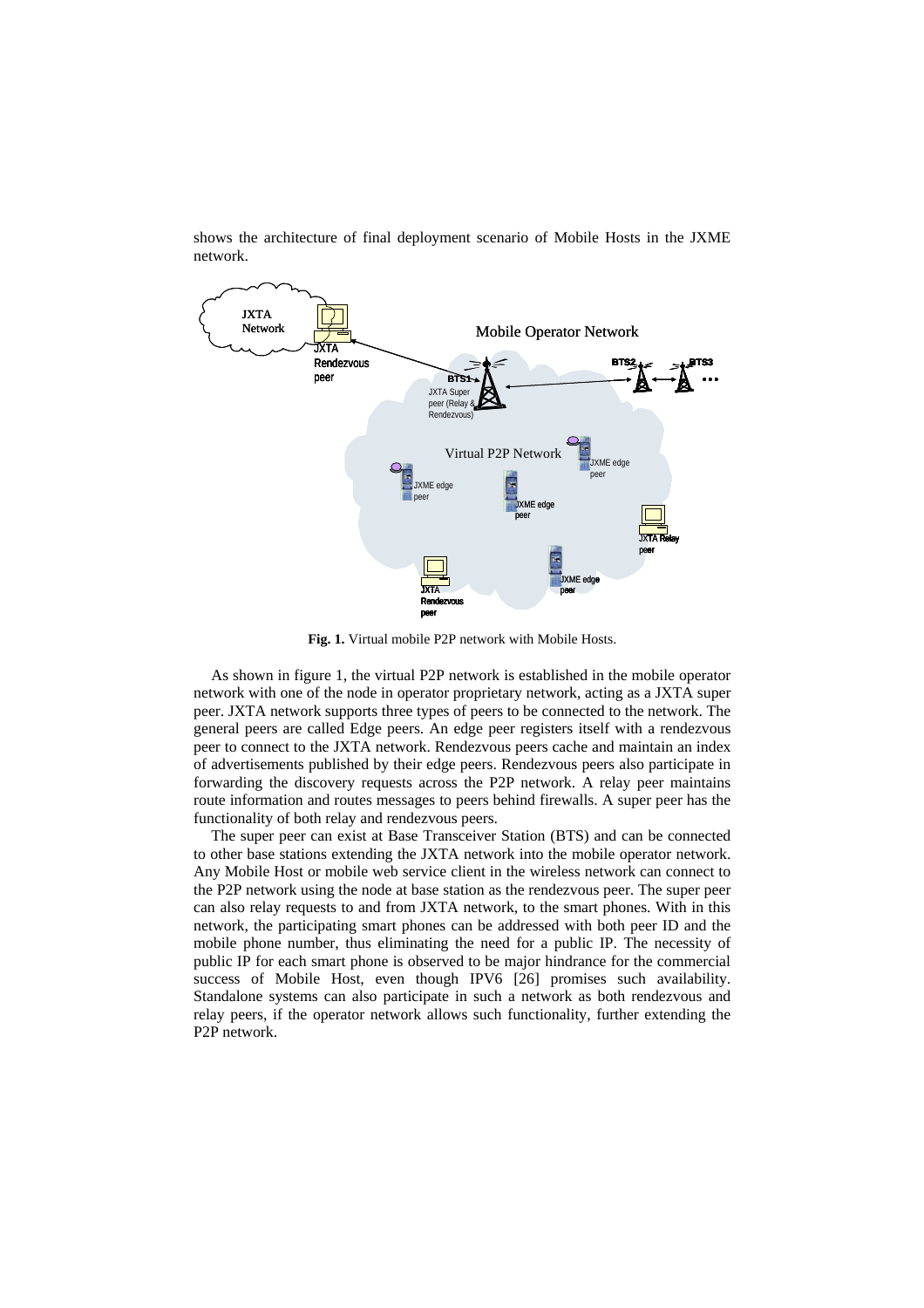shows the architecture of final deployment scenario of Mobile Hosts in the JXME network.

**Fig. 1.** Virtual mobile P2P network with Mobile Hosts.

As shown in figure 1, the virtual P2P network is established in the mobile operator network with one of the node in operator proprietary network, acting as a JXTA super peer. JXTA network supports three types of peers to be connected to the network. The general peers are called Edge peers. An edge peer registers itself with a rendezvous peer to connect to the JXTA network. Rendezvous peers cache and maintain an index of advertisements published by their edge peers. Rendezvous peers also participate in forwarding the discovery requests across the P2P network. A relay peer maintains route information and routes messages to peers behind firewalls. A super peer has the functionality of both relay and rendezvous peers.

The super peer can exist at Base Transceiver Station (BTS) and can be connected to other base stations extending the JXTA network into the mobile operator network. Any Mobile Host or mobile web service client in the wireless network can connect to the P2P network using the node at base station as the rendezvous peer. The super peer can also relay requests to and from JXTA network, to the smart phones. With in this network, the participating smart phones can be addressed with both peer ID and the mobile phone number, thus eliminating the need for a public IP. The necessity of public IP for each smart phone is observed to be major hindrance for the commercial success of Mobile Host, even though IPV6 [26] promises such availability. Standalone systems can also participate in such a network as both rendezvous and relay peers, if the operator network allows such functionality, further extending the P2P network.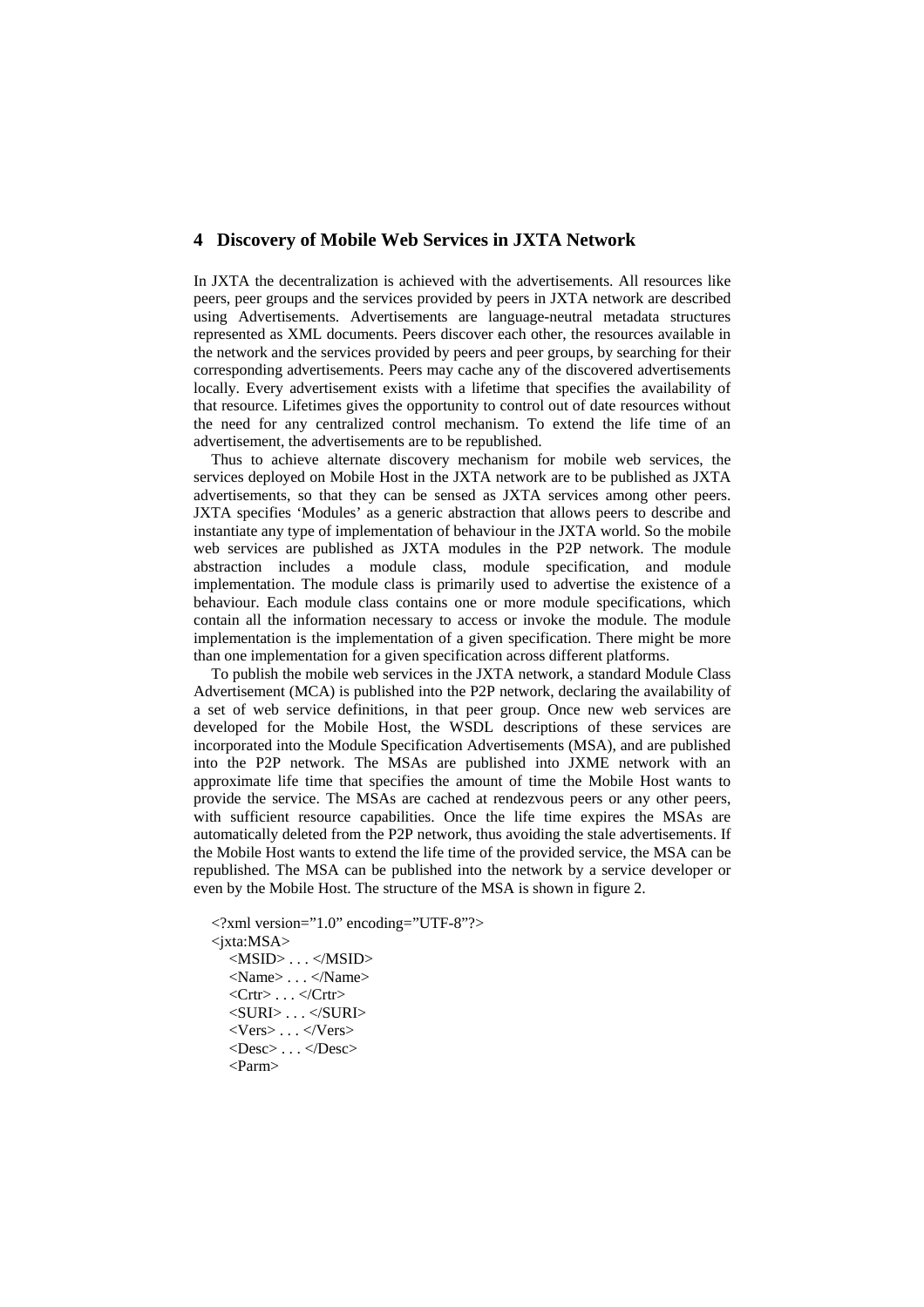## 4 Discovery of Mobile Web Services in JXTA Network

In JXTA the decentralization is achieved with the advertisements. All resources like peers, peer groups and the services provided by peers in JXTA network are described using Advertisements. Advertisements are language-neutral metadata structures represented as XML documents. Peers discover each other, the resources available in the network and the services provided by peers and peer groups, by searching for their corresponding advertisements. Peers may cache any of the discovered advertisements locally. Every advertisement exists with a lifetime that specifies the availability of that resource. Lifetimes gives the opportunity to control out of date resources without the need for any centralized control mechanism. To extend the life time of an advertisement, the advertisements are to be republished.

Thus to achieve alternate discovery mechanism for mobile web services, the services deployed on Mobile Host in the JXTA network are to be published as JXTA advertisements, so that they can be sensed as JXTA services among other peers. JXTA specifies 'Modules' as a generic abstraction that allows peers to describe and instantiate any type of implementation of behaviour in the JXTA world. So the mobile web services are published as JXTA modules in the P2P network. The module abstraction includes a module class, module specification, and module implementation. The module class is primarily used to advertise the existence of a behaviour. Each module class contains one or more module specifications, which contain all the information necessary to access or invoke the module. The module implementation is the implementation of a given specification. There might be more than one implementation for a given specification across different platforms.

To publish the mobile web services in the JXTA network, a standard Module Class Advertisement (MCA) is published into the P2P network, declaring the availability of a set of web service definitions, in that peer group. Once new web services are developed for the Mobile Host, the WSDL descriptions of these services are incorporated into the Module Specification Advertisements (MSA), and are published into the P2P network. The MSAs are published into JXME network with an approximate life time that specifies the amount of time the Mobile Host wants to provide the service. The MSAs are cached at rendezvous peers or any other peers, with sufficient resource capabilities. Once the life time expires the MSAs are automatically deleted from the P2P network, thus avoiding the stale advertisements. If the Mobile Host wants to extend the life time of the provided service, the MSA can be republished. The MSA can be published into the network by a service developer or even by the Mobile Host. The structure of the MSA is shown in figure 2.

```
<?xml version="1.0" encoding="UTF-8"?>
<jxta:MSA>
   <MSID> . . . </MSID>
   <Name> . . . </Name>
   <Crtr> . . . </Crtr>
   <SURI> . . . </SURI>
   <Vers> . . . </Vers>
   <Desc> . . . </Desc>
   <Parm>
```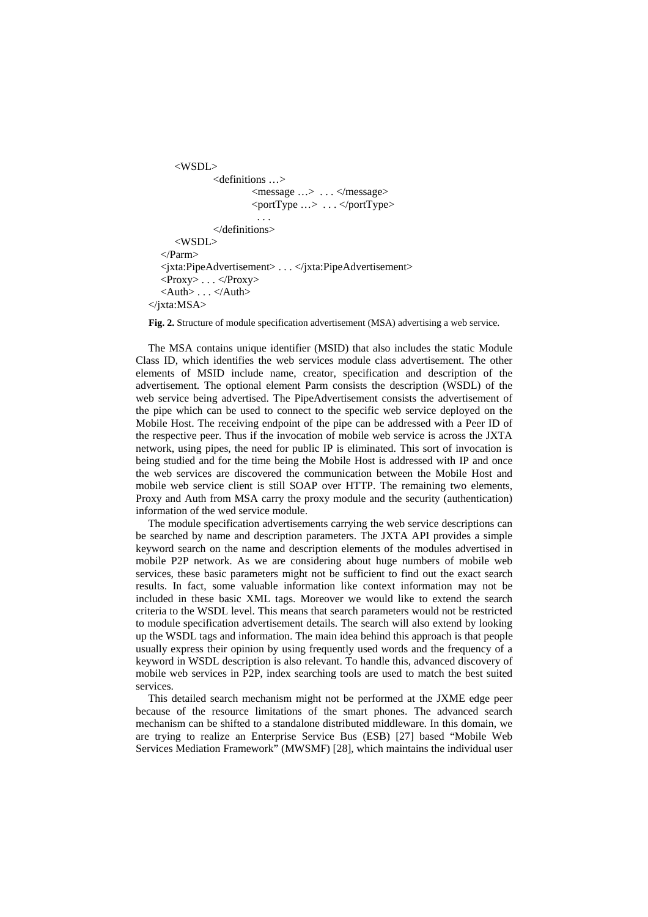```
        <WSDL>
                <definitions …>
                        <message …>  . . . </message>
                        <portType …>  . . . </portType>
                         . . .
                </definitions>
        <WSDL>
    </Parm>
    <jxta:PipeAdvertisement> . . . </jxta:PipeAdvertisement>
    <Proxy> . . . </Proxy>
    <Auth> . . . </Auth>
</jxta:MSA>
```

**Fig. 2.** Structure of module specification advertisement (MSA) advertising a web service.

The MSA contains unique identifier (MSID) that also includes the static Module Class ID, which identifies the web services module class advertisement. The other elements of MSID include name, creator, specification and description of the advertisement. The optional element Parm consists the description (WSDL) of the web service being advertised. The PipeAdvertisement consists the advertisement of the pipe which can be used to connect to the specific web service deployed on the Mobile Host. The receiving endpoint of the pipe can be addressed with a Peer ID of the respective peer. Thus if the invocation of mobile web service is across the JXTA network, using pipes, the need for public IP is eliminated. This sort of invocation is being studied and for the time being the Mobile Host is addressed with IP and once the web services are discovered the communication between the Mobile Host and mobile web service client is still SOAP over HTTP. The remaining two elements, Proxy and Auth from MSA carry the proxy module and the security (authentication) information of the wed service module.

The module specification advertisements carrying the web service descriptions can be searched by name and description parameters. The JXTA API provides a simple keyword search on the name and description elements of the modules advertised in mobile P2P network. As we are considering about huge numbers of mobile web services, these basic parameters might not be sufficient to find out the exact search results. In fact, some valuable information like context information may not be included in these basic XML tags. Moreover we would like to extend the search criteria to the WSDL level. This means that search parameters would not be restricted to module specification advertisement details. The search will also extend by looking up the WSDL tags and information. The main idea behind this approach is that people usually express their opinion by using frequently used words and the frequency of a keyword in WSDL description is also relevant. To handle this, advanced discovery of mobile web services in P2P, index searching tools are used to match the best suited services.

This detailed search mechanism might not be performed at the JXME edge peer because of the resource limitations of the smart phones. The advanced search mechanism can be shifted to a standalone distributed middleware. In this domain, we are trying to realize an Enterprise Service Bus (ESB) [27] based "Mobile Web Services Mediation Framework" (MWSMF) [28], which maintains the individual user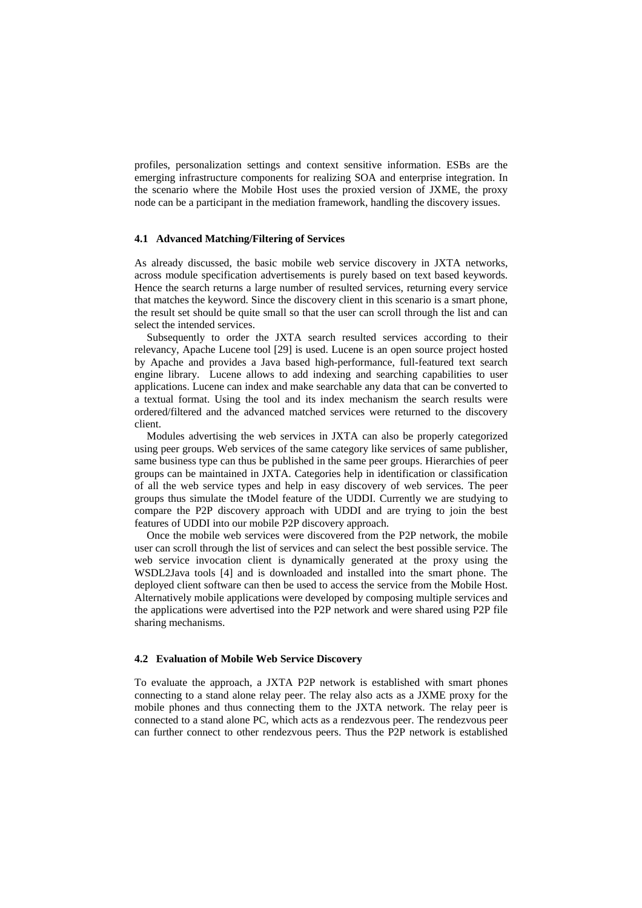profiles, personalization settings and context sensitive information. ESBs are the emerging infrastructure components for realizing SOA and enterprise integration. In the scenario where the Mobile Host uses the proxied version of JXME, the proxy node can be a participant in the mediation framework, handling the discovery issues.

### 4.1 Advanced Matching/Filtering of Services

As already discussed, the basic mobile web service discovery in JXTA networks, across module specification advertisements is purely based on text based keywords. Hence the search returns a large number of resulted services, returning every service that matches the keyword. Since the discovery client in this scenario is a smart phone, the result set should be quite small so that the user can scroll through the list and can select the intended services.

Subsequently to order the JXTA search resulted services according to their relevancy, Apache Lucene tool [29] is used. Lucene is an open source project hosted by Apache and provides a Java based high-performance, full-featured text search engine library. Lucene allows to add indexing and searching capabilities to user applications. Lucene can index and make searchable any data that can be converted to a textual format. Using the tool and its index mechanism the search results were ordered/filtered and the advanced matched services were returned to the discovery client.

Modules advertising the web services in JXTA can also be properly categorized using peer groups. Web services of the same category like services of same publisher, same business type can thus be published in the same peer groups. Hierarchies of peer groups can be maintained in JXTA. Categories help in identification or classification of all the web service types and help in easy discovery of web services. The peer groups thus simulate the tModel feature of the UDDI. Currently we are studying to compare the P2P discovery approach with UDDI and are trying to join the best features of UDDI into our mobile P2P discovery approach.

Once the mobile web services were discovered from the P2P network, the mobile user can scroll through the list of services and can select the best possible service. The web service invocation client is dynamically generated at the proxy using the WSDL2Java tools [4] and is downloaded and installed into the smart phone. The deployed client software can then be used to access the service from the Mobile Host. Alternatively mobile applications were developed by composing multiple services and the applications were advertised into the P2P network and were shared using P2P file sharing mechanisms.

### 4.2 Evaluation of Mobile Web Service Discovery

To evaluate the approach, a JXTA P2P network is established with smart phones connecting to a stand alone relay peer. The relay also acts as a JXME proxy for the mobile phones and thus connecting them to the JXTA network. The relay peer is connected to a stand alone PC, which acts as a rendezvous peer. The rendezvous peer can further connect to other rendezvous peers. Thus the P2P network is established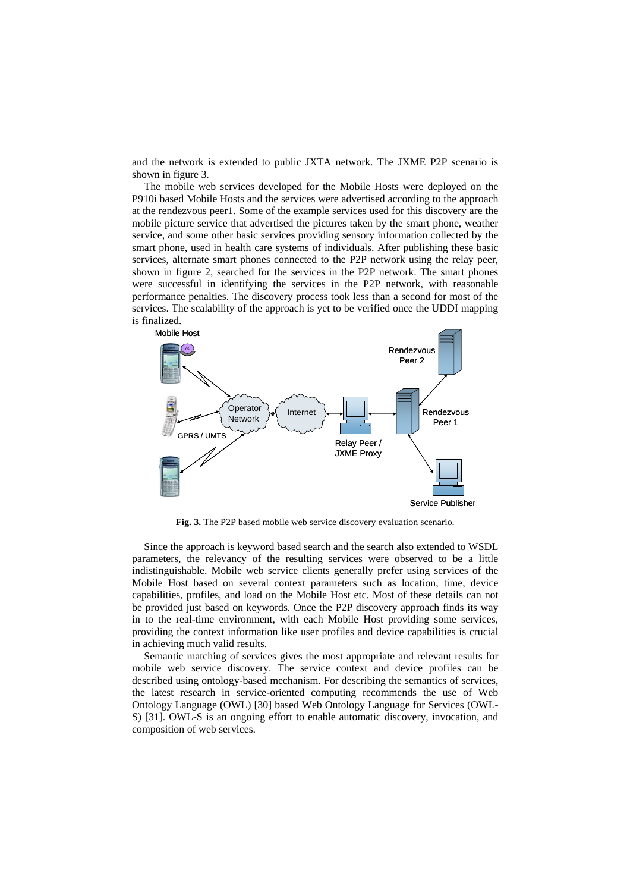and the network is extended to public JXTA network. The JXME P2P scenario is shown in figure 3.

The mobile web services developed for the Mobile Hosts were deployed on the P910i based Mobile Hosts and the services were advertised according to the approach at the rendezvous peer1. Some of the example services used for this discovery are the mobile picture service that advertised the pictures taken by the smart phone, weather service, and some other basic services providing sensory information collected by the smart phone, used in health care systems of individuals. After publishing these basic services, alternate smart phones connected to the P2P network using the relay peer, shown in figure 2, searched for the services in the P2P network. The smart phones were successful in identifying the services in the P2P network, with reasonable performance penalties. The discovery process took less than a second for most of the services. The scalability of the approach is yet to be verified once the UDDI mapping is finalized.

**Fig. 3.** The P2P based mobile web service discovery evaluation scenario.

Since the approach is keyword based search and the search also extended to WSDL parameters, the relevancy of the resulting services were observed to be a little indistinguishable. Mobile web service clients generally prefer using services of the Mobile Host based on several context parameters such as location, time, device capabilities, profiles, and load on the Mobile Host etc. Most of these details can not be provided just based on keywords. Once the P2P discovery approach finds its way in to the real-time environment, with each Mobile Host providing some services, providing the context information like user profiles and device capabilities is crucial in achieving much valid results.

Semantic matching of services gives the most appropriate and relevant results for mobile web service discovery. The service context and device profiles can be described using ontology-based mechanism. For describing the semantics of services, the latest research in service-oriented computing recommends the use of Web Ontology Language (OWL) [30] based Web Ontology Language for Services (OWL-S) [31]. OWL-S is an ongoing effort to enable automatic discovery, invocation, and composition of web services.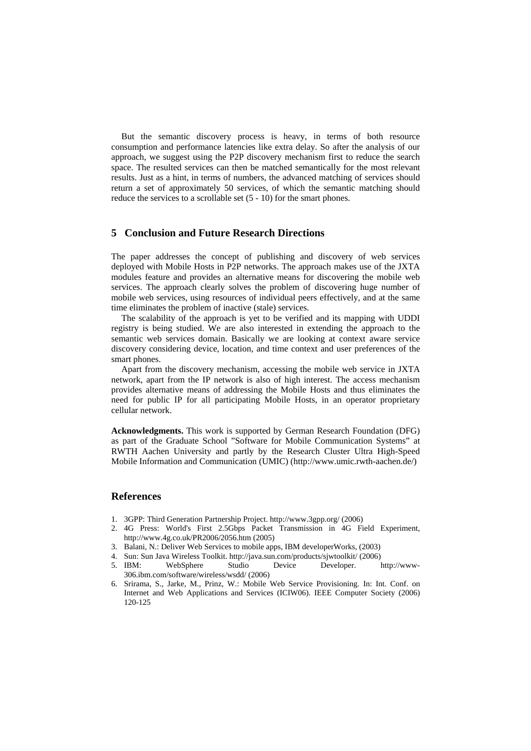But the semantic discovery process is heavy, in terms of both resource consumption and performance latencies like extra delay. So after the analysis of our approach, we suggest using the P2P discovery mechanism first to reduce the search space. The resulted services can then be matched semantically for the most relevant results. Just as a hint, in terms of numbers, the advanced matching of services should return a set of approximately 50 services, of which the semantic matching should reduce the services to a scrollable set (5 - 10) for the smart phones.

## 5 Conclusion and Future Research Directions

The paper addresses the concept of publishing and discovery of web services deployed with Mobile Hosts in P2P networks. The approach makes use of the JXTA modules feature and provides an alternative means for discovering the mobile web services. The approach clearly solves the problem of discovering huge number of mobile web services, using resources of individual peers effectively, and at the same time eliminates the problem of inactive (stale) services.

The scalability of the approach is yet to be verified and its mapping with UDDI registry is being studied. We are also interested in extending the approach to the semantic web services domain. Basically we are looking at context aware service discovery considering device, location, and time context and user preferences of the smart phones.

Apart from the discovery mechanism, accessing the mobile web service in JXTA network, apart from the IP network is also of high interest. The access mechanism provides alternative means of addressing the Mobile Hosts and thus eliminates the need for public IP for all participating Mobile Hosts, in an operator proprietary cellular network.

**Acknowledgments.** This work is supported by German Research Foundation (DFG) as part of the Graduate School "Software for Mobile Communication Systems" at RWTH Aachen University and partly by the Research Cluster Ultra High-Speed Mobile Information and Communication (UMIC) (http://www.umic.rwth-aachen.de/)

## References

1. 3GPP: Third Generation Partnership Project. http://www.3gpp.org/ (2006)
2. 4G Press: World's First 2.5Gbps Packet Transmission in 4G Field Experiment, http://www.4g.co.uk/PR2006/2056.htm (2005)
3. Balani, N.: Deliver Web Services to mobile apps, IBM developerWorks, (2003)
4. Sun: Sun Java Wireless Toolkit. http://java.sun.com/products/sjwtoolkit/ (2006)
5. IBM: WebSphere Studio Device Developer. http://www-306.ibm.com/software/wireless/wsdd/ (2006)
6. Srirama, S., Jarke, M., Prinz, W.: Mobile Web Service Provisioning. In: Int. Conf. on Internet and Web Applications and Services (ICIW06). IEEE Computer Society (2006) 120-125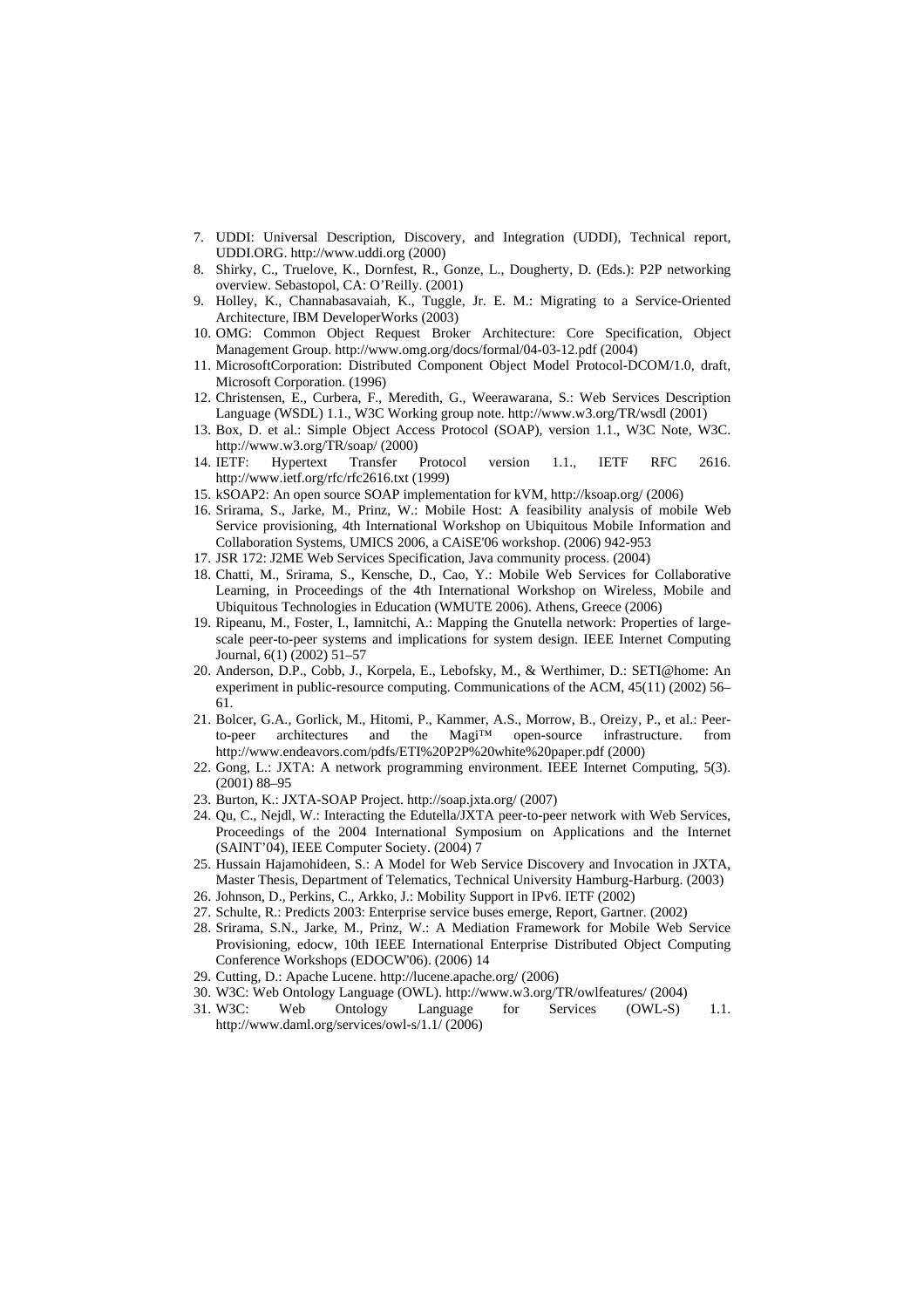7. UDDI: Universal Description, Discovery, and Integration (UDDI), Technical report, UDDI.ORG. http://www.uddi.org (2000)
8. Shirky, C., Truelove, K., Dornfest, R., Gonze, L., Dougherty, D. (Eds.): P2P networking overview. Sebastopol, CA: O'Reilly. (2001)
9. Holley, K., Channabasavaiah, K., Tuggle, Jr. E. M.: Migrating to a Service-Oriented Architecture, IBM DeveloperWorks (2003)
10. OMG: Common Object Request Broker Architecture: Core Specification, Object Management Group. http://www.omg.org/docs/formal/04-03-12.pdf (2004)
11. MicrosoftCorporation: Distributed Component Object Model Protocol-DCOM/1.0, draft, Microsoft Corporation. (1996)
12. Christensen, E., Curbera, F., Meredith, G., Weerawarana, S.: Web Services Description Language (WSDL) 1.1., W3C Working group note. http://www.w3.org/TR/wsdl (2001)
13. Box, D. et al.: Simple Object Access Protocol (SOAP), version 1.1., W3C Note, W3C. http://www.w3.org/TR/soap/ (2000)
14. IETF: Hypertext Transfer Protocol version 1.1., IETF RFC 2616. http://www.ietf.org/rfc/rfc2616.txt (1999)
15. kSOAP2: An open source SOAP implementation for kVM, http://ksoap.org/ (2006)
16. Srirama, S., Jarke, M., Prinz, W.: Mobile Host: A feasibility analysis of mobile Web Service provisioning, 4th International Workshop on Ubiquitous Mobile Information and Collaboration Systems, UMICS 2006, a CAiSE'06 workshop. (2006) 942-953
17. JSR 172: J2ME Web Services Specification, Java community process. (2004)
18. Chatti, M., Srirama, S., Kensche, D., Cao, Y.: Mobile Web Services for Collaborative Learning, in Proceedings of the 4th International Workshop on Wireless, Mobile and Ubiquitous Technologies in Education (WMUTE 2006). Athens, Greece (2006)
19. Ripeanu, M., Foster, I., Iamnitchi, A.: Mapping the Gnutella network: Properties of large-scale peer-to-peer systems and implications for system design. IEEE Internet Computing Journal, 6(1) (2002) 51–57
20. Anderson, D.P., Cobb, J., Korpela, E., Lebofsky, M., & Werthimer, D.: SETI@home: An experiment in public-resource computing. Communications of the ACM, 45(11) (2002) 56–61.
21. Bolcer, G.A., Gorlick, M., Hitomi, P., Kammer, A.S., Morrow, B., Oreizy, P., et al.: Peer-to-peer architectures and the Magi™ open-source infrastructure. from http://www.endeavors.com/pdfs/ETI%20P2P%20white%20paper.pdf (2000)
22. Gong, L.: JXTA: A network programming environment. IEEE Internet Computing, 5(3). (2001) 88–95
23. Burton, K.: JXTA-SOAP Project. http://soap.jxta.org/ (2007)
24. Qu, C., Nejdl, W.: Interacting the Edutella/JXTA peer-to-peer network with Web Services, Proceedings of the 2004 International Symposium on Applications and the Internet (SAINT'04), IEEE Computer Society. (2004) 7
25. Hussain Hajamohideen, S.: A Model for Web Service Discovery and Invocation in JXTA, Master Thesis, Department of Telematics, Technical University Hamburg-Harburg. (2003)
26. Johnson, D., Perkins, C., Arkko, J.: Mobility Support in IPv6. IETF (2002)
27. Schulte, R.: Predicts 2003: Enterprise service buses emerge, Report, Gartner. (2002)
28. Srirama, S.N., Jarke, M., Prinz, W.: A Mediation Framework for Mobile Web Service Provisioning, edocw, 10th IEEE International Enterprise Distributed Object Computing Conference Workshops (EDOCW'06). (2006) 14
29. Cutting, D.: Apache Lucene. http://lucene.apache.org/ (2006)
30. W3C: Web Ontology Language (OWL). http://www.w3.org/TR/owlfeatures/ (2004)
31. W3C: Web Ontology Language for Services (OWL-S) 1.1. http://www.daml.org/services/owl-s/1.1/ (2006)